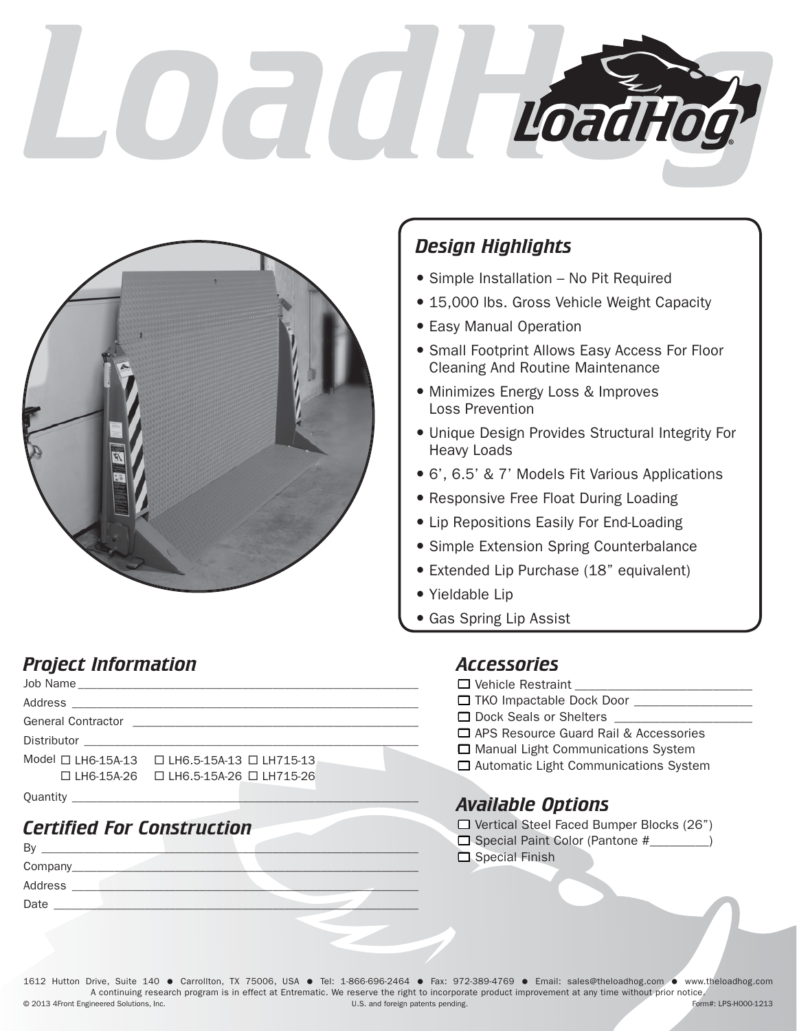# LoadHog

## Design Highlights

- Simple Installation – No Pit Required
- 15,000 lbs. Gross Vehicle Weight Capacity
- Easy Manual Operation
- Small Footprint Allows Easy Access For Floor Cleaning And Routine Maintenance
- Minimizes Energy Loss & Improves Loss Prevention
- Unique Design Provides Structural Integrity For Heavy Loads
- 6', 6.5' & 7' Models Fit Various Applications
- Responsive Free Float During Loading
- Lip Repositions Easily For End-Loading
- Simple Extension Spring Counterbalance
- Extended Lip Purchase (18" equivalent)
- Yieldable Lip
- Gas Spring Lip Assist

## Project Information

Job Name ____________________

Address ____________________

General Contractor ____________________

Distributor ____________________

Model ☐ LH6-15A-13 ☐ LH6.5-15A-13 ☐ LH715-13
☐ LH6-15A-26 ☐ LH6.5-15A-26 ☐ LH715-26

Quantity ____________________

## Certified For Construction

By ____________________

Company ____________________

Address ____________________

Date ____________________

## Accessories

- ☐ Vehicle Restraint ____________________
- ☐ TKO Impactable Dock Door ____________________
- ☐ Dock Seals or Shelters ____________________
- ☐ APS Resource Guard Rail & Accessories
- ☐ Manual Light Communications System
- ☐ Automatic Light Communications System

## Available Options

- ☐ Vertical Steel Faced Bumper Blocks (26")
- ☐ Special Paint Color (Pantone #________)
- ☐ Special Finish

1612 Hutton Drive, Suite 140 ● Carrollton, TX 75006, USA ● Tel: 1-866-696-2464 ● Fax: 972-389-4769 ● Email: sales@theloadhog.com ● www.theloadhog.com

A continuing research program is in effect at Entrematic. We reserve the right to incorporate product improvement at any time without prior notice.

© 2013 4Front Engineered Solutions, Inc. U.S. and foreign patents pending. Form#: LPS-H000-1213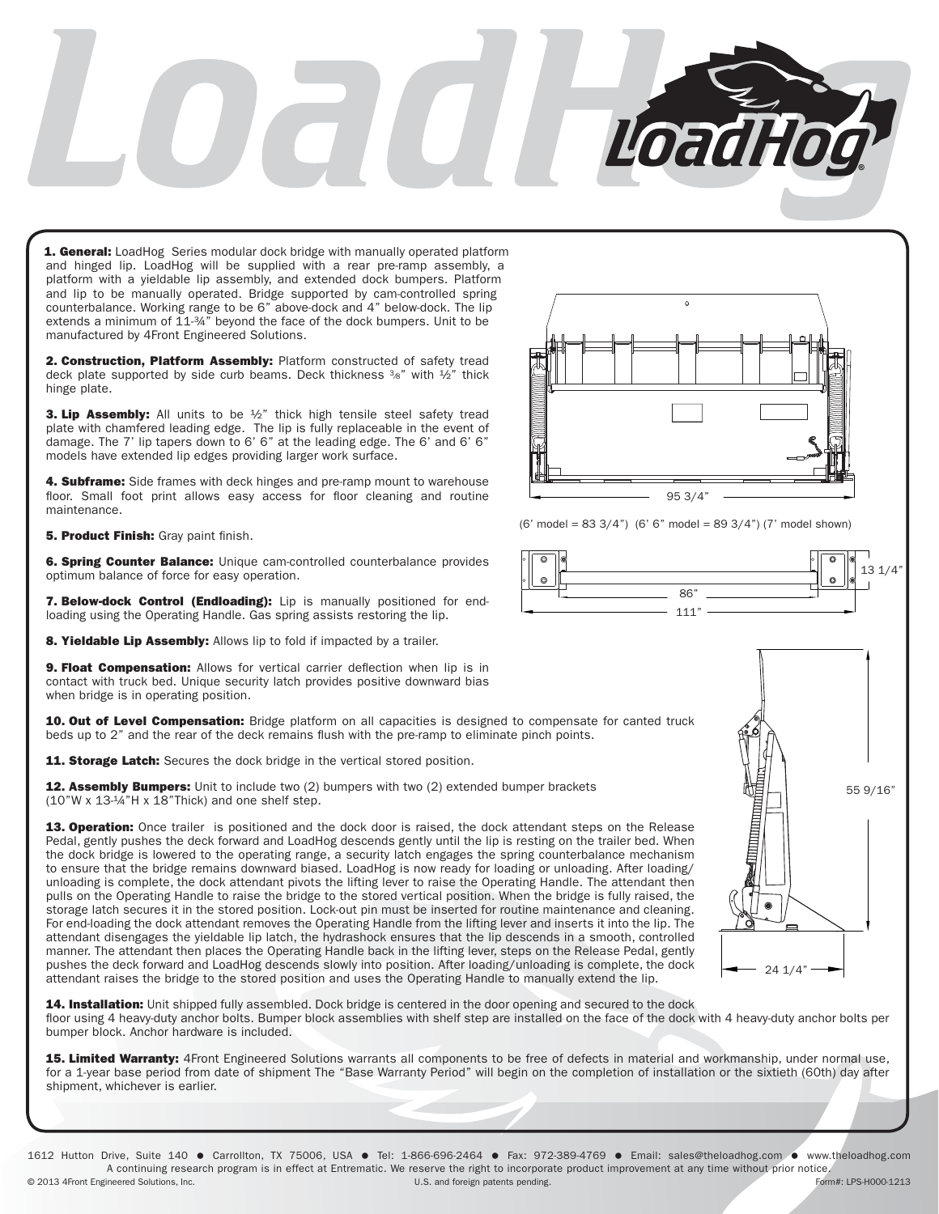1. **General:** LoadHog Series modular dock bridge with manually operated platform and hinged lip. LoadHog will be supplied with a rear pre-ramp assembly, a platform with a yieldable lip assembly, and extended dock bumpers. Platform and lip to be manually operated. Bridge supported by cam-controlled spring counterbalance. Working range to be 6" above-dock and 4" below-dock. The lip extends a minimum of 11-¾" beyond the face of the dock bumpers. Unit to be manufactured by 4Front Engineered Solutions.

2. **Construction, Platform Assembly:** Platform constructed of safety tread deck plate supported by side curb beams. Deck thickness ⅜" with ½" thick hinge plate.

3. **Lip Assembly:** All units to be ½" thick high tensile steel safety tread plate with chamfered leading edge. The lip is fully replaceable in the event of damage. The 7' lip tapers down to 6' 6" at the leading edge. The 6' and 6' 6" models have extended lip edges providing larger work surface.

4. **Subframe:** Side frames with deck hinges and pre-ramp mount to warehouse floor. Small foot print allows easy access for floor cleaning and routine maintenance.

5. **Product Finish:** Gray paint finish.

6. **Spring Counter Balance:** Unique cam-controlled counterbalance provides optimum balance of force for easy operation.

7. **Below-dock Control (Endloading):** Lip is manually positioned for end-loading using the Operating Handle. Gas spring assists restoring the lip.

8. **Yieldable Lip Assembly:** Allows lip to fold if impacted by a trailer.

9. **Float Compensation:** Allows for vertical carrier deflection when lip is in contact with truck bed. Unique security latch provides positive downward bias when bridge is in operating position.

10. **Out of Level Compensation:** Bridge platform on all capacities is designed to compensate for canted truck beds up to 2" and the rear of the deck remains flush with the pre-ramp to eliminate pinch points.

11. **Storage Latch:** Secures the dock bridge in the vertical stored position.

12. **Assembly Bumpers:** Unit to include two (2) bumpers with two (2) extended bumper brackets (10"W x 13-¼"H x 18"Thick) and one shelf step.

13. **Operation:** Once trailer is positioned and the dock door is raised, the dock attendant steps on the Release Pedal, gently pushes the deck forward and LoadHog descends gently until the lip is resting on the trailer bed. When the dock bridge is lowered to the operating range, a security latch engages the spring counterbalance mechanism to ensure that the bridge remains downward biased. LoadHog is now ready for loading or unloading. After loading/unloading is complete, the dock attendant pivots the lifting lever to raise the Operating Handle. The attendant then pulls on the Operating Handle to raise the bridge to the stored vertical position. When the bridge is fully raised, the storage latch secures it in the stored position. Lock-out pin must be inserted for routine maintenance and cleaning. For end-loading the dock attendant removes the Operating Handle from the lifting lever and inserts it into the lip. The attendant disengages the yieldable lip latch, the hydrashock ensures that the lip descends in a smooth, controlled manner. The attendant then places the Operating Handle back in the lifting lever, steps on the Release Pedal, gently pushes the deck forward and LoadHog descends slowly into position. After loading/unloading is complete, the dock attendant raises the bridge to the stored position and uses the Operating Handle to manually extend the lip.

14. **Installation:** Unit shipped fully assembled. Dock bridge is centered in the door opening and secured to the dock floor using 4 heavy-duty anchor bolts. Bumper block assemblies with shelf step are installed on the face of the dock with 4 heavy-duty anchor bolts per bumper block. Anchor hardware is included.

15. **Limited Warranty:** 4Front Engineered Solutions warrants all components to be free of defects in material and workmanship, under normal use, for a 1-year base period from date of shipment The "Base Warranty Period" will begin on the completion of installation or the sixtieth (60th) day after shipment, whichever is earlier.

95 3/4"

(6' model = 83 3/4") (6' 6" model = 89 3/4") (7' model shown)

86"

111"

13 1/4"

55 9/16"

24 1/4"

1612 Hutton Drive, Suite 140 ● Carrollton, TX 75006, USA ● Tel: 1-866-696-2464 ● Fax: 972-389-4769 ● Email: sales@theloadhog.com ● www.theloadhog.com

A continuing research program is in effect at Entrematic. We reserve the right to incorporate product improvement at any time without prior notice.

© 2013 4Front Engineered Solutions, Inc. U.S. and foreign patents pending. Form#: LPS-H000-1213